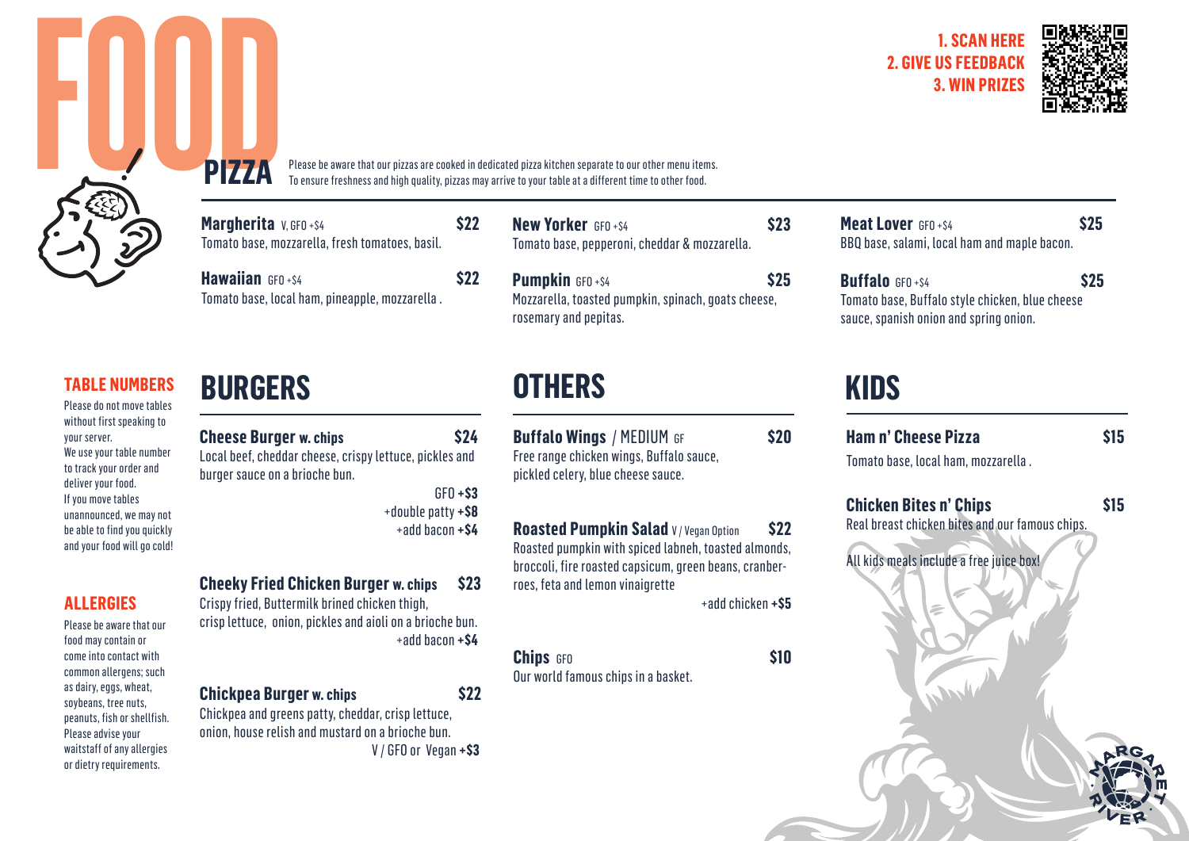# FOOD

**1. SCAN HERE**
**2. GIVE US FEEDBACK**
**3. WIN PRIZES**

## PIZZA

Please be aware that our pizzas are cooked in dedicated pizza kitchen separate to our other menu items.
To ensure freshness and high quality, pizzas may arrive to your table at a different time to other food.

**Margherita** V, GFO +$4 — **$22**
Tomato base, mozzarella, fresh tomatoes, basil.

**Hawaiian** GFO +$4 — **$22**
Tomato base, local ham, pineapple, mozzarella .

**New Yorker** GFO +$4 — **$23**
Tomato base, pepperoni, cheddar & mozzarella.

**Pumpkin** GFO +$4 — **$25**
Mozzarella, toasted pumpkin, spinach, goats cheese, rosemary and pepitas.

**Meat Lover** GFO +$4 — **$25**
BBQ base, salami, local ham and maple bacon.

**Buffalo** GFO +$4 — **$25**
Tomato base, Buffalo style chicken, blue cheese sauce, spanish onion and spring onion.

### TABLE NUMBERS

Please do not move tables without first speaking to your server.
We use your table number to track your order and deliver your food.
If you move tables unannounced, we may not be able to find you quickly and your food will go cold!

### ALLERGIES

Please be aware that our food may contain or come into contact with common allergens; such as dairy, eggs, wheat, soybeans, tree nuts, peanuts, fish or shellfish. Please advise your waitstaff of any allergies or dietry requirements.

## BURGERS

**Cheese Burger w. chips** — **$24**
Local beef, cheddar cheese, crispy lettuce, pickles and burger sauce on a brioche bun.
GFO **+$3**
+double patty **+$8**
+add bacon **+$4**

**Cheeky Fried Chicken Burger w. chips** — **$23**
Crispy fried, Buttermilk brined chicken thigh, crisp lettuce, onion, pickles and aioli on a brioche bun.
+add bacon **+$4**

**Chickpea Burger w. chips** — **$22**
Chickpea and greens patty, cheddar, crisp lettuce, onion, house relish and mustard on a brioche bun.
V / GFO or Vegan **+$3**

## OTHERS

**Buffalo Wings** / MEDIUM GF — **$20**
Free range chicken wings, Buffalo sauce, pickled celery, blue cheese sauce.

**Roasted Pumpkin Salad** V / Vegan Option — **$22**
Roasted pumpkin with spiced labneh, toasted almonds, broccoli, fire roasted capsicum, green beans, cranberroes, feta and lemon vinaigrette
+add chicken **+$5**

**Chips** GFO — **$10**
Our world famous chips in a basket.

## KIDS

**Ham n' Cheese Pizza** — **$15**
Tomato base, local ham, mozzarella .

**Chicken Bites n' Chips** — **$15**
Real breast chicken bites and our famous chips.

All kids meals include a free juice box!

MARGARET RIVER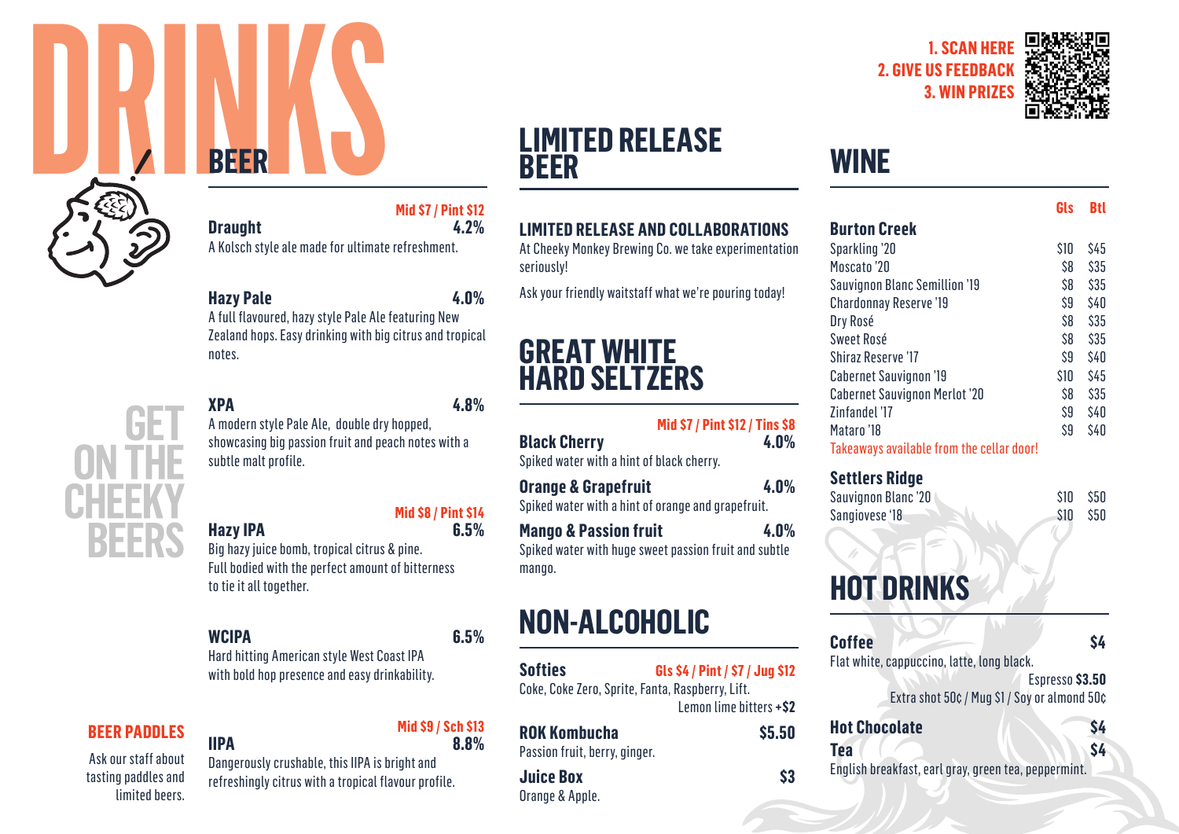# DRINKS

1. SCAN HERE
2. GIVE US FEEDBACK
3. WIN PRIZES

## BEER

Mid $7 / Pint $12

**Draught** 4.2%
A Kolsch style ale made for ultimate refreshment.

**Hazy Pale** 4.0%
A full flavoured, hazy style Pale Ale featuring New Zealand hops. Easy drinking with big citrus and tropical notes.

**XPA** 4.8%
A modern style Pale Ale, double dry hopped, showcasing big passion fruit and peach notes with a subtle malt profile.

Mid $8 / Pint $14

**Hazy IPA** 6.5%
Big hazy juice bomb, tropical citrus & pine. Full bodied with the perfect amount of bitterness to tie it all together.

**WCIPA** 6.5%
Hard hitting American style West Coast IPA with bold hop presence and easy drinkability.

Mid $9 / Sch $13

**IIPA** 8.8%
Dangerously crushable, this IIPA is bright and refreshingly citrus with a tropical flavour profile.

GET ON THE CHEEKY BEERS

### BEER PADDLES

Ask our staff about tasting paddles and limited beers.

## LIMITED RELEASE BEER

### LIMITED RELEASE AND COLLABORATIONS

At Cheeky Monkey Brewing Co. we take experimentation seriously!

Ask your friendly waitstaff what we're pouring today!

## GREAT WHITE HARD SELTZERS

Mid $7 / Pint $12 / Tins $8

**Black Cherry** 4.0%
Spiked water with a hint of black cherry.

**Orange & Grapefruit** 4.0%
Spiked water with a hint of orange and grapefruit.

**Mango & Passion fruit** 4.0%
Spiked water with huge sweet passion fruit and subtle mango.

## NON-ALCOHOLIC

**Softies** Gls $4 / Pint / $7 / Jug $12
Coke, Coke Zero, Sprite, Fanta, Raspberry, Lift.
Lemon lime bitters +$2

**ROK Kombucha** $5.50
Passion fruit, berry, ginger.

**Juice Box** $3
Orange & Apple.

## WINE

| | Gls | Btl |
|---|---|---|
| **Burton Creek** | | |
| Sparkling '20 | $10 | $45 |
| Moscato '20 | $8 | $35 |
| Sauvignon Blanc Semillion '19 | $8 | $35 |
| Chardonnay Reserve '19 | $9 | $40 |
| Dry Rosé | $8 | $35 |
| Sweet Rosé | $8 | $35 |
| Shiraz Reserve '17 | $9 | $40 |
| Cabernet Sauvignon '19 | $10 | $45 |
| Cabernet Sauvignon Merlot '20 | $8 | $35 |
| Zinfandel '17 | $9 | $40 |
| Mataro '18 | $9 | $40 |

Takeaways available from the cellar door!

| | Gls | Btl |
|---|---|---|
| **Settlers Ridge** | | |
| Sauvignon Blanc '20 | $10 | $50 |
| Sangiovese '18 | $10 | $50 |

## HOT DRINKS

**Coffee** $4
Flat white, cappuccino, latte, long black.
Espresso **$3.50**
Extra shot 50¢ / Mug $1 / Soy or almond 50¢

**Hot Chocolate** $4

**Tea** $4
English breakfast, earl gray, green tea, peppermint.